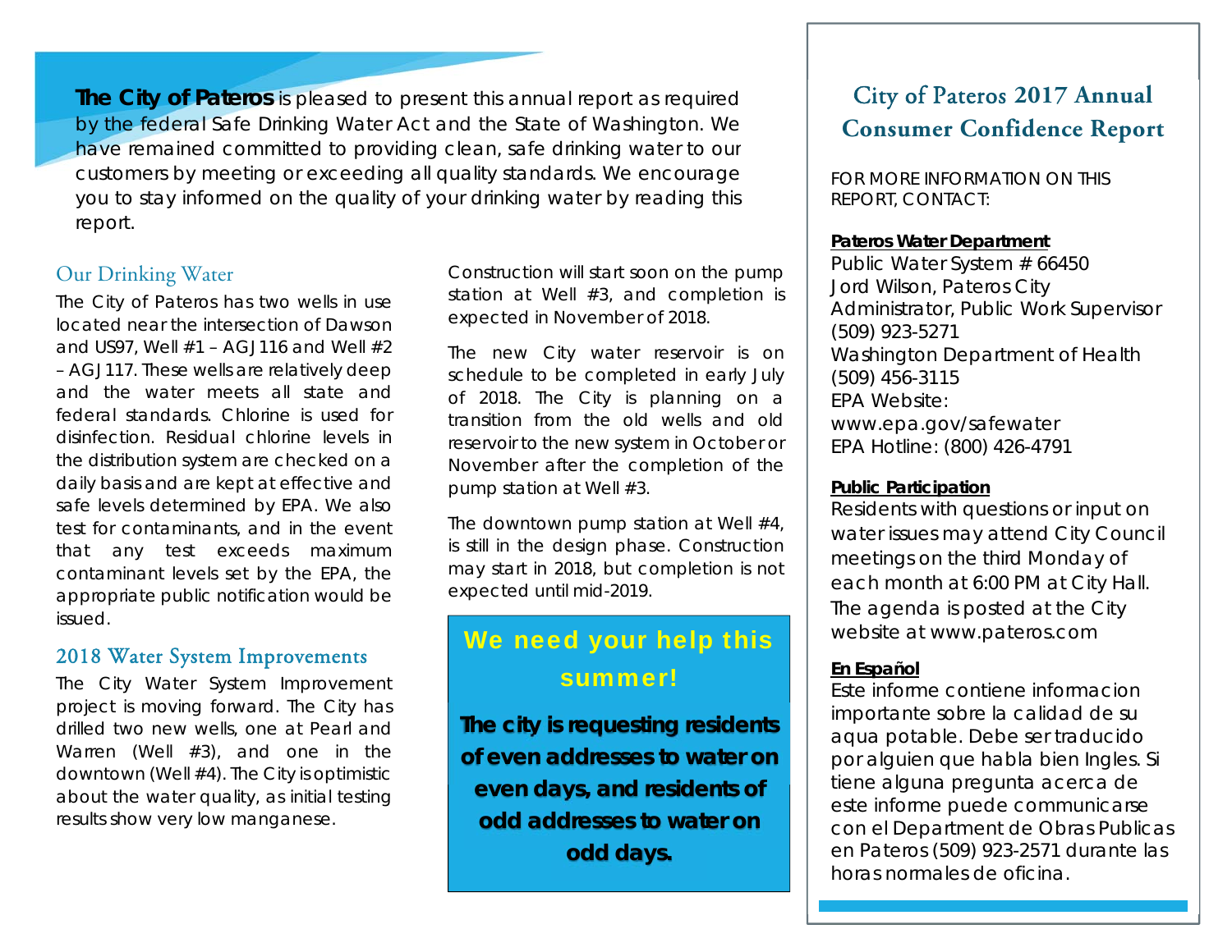**The City of Pateros** is pleased to present this annual report as required by the federal Safe Drinking Water Act and the State of Washington. We have remained committed to providing clean, safe drinking water to our customers by meeting or exceeding all quality standards. We encourage you to stay informed on the quality of your drinking water by reading this report.

## Our Drinking Water

The City of Pateros has two wells in use located near the intersection of Dawson and US97, Well #1 – AGJ116 and Well #2 – AGJ117. These wells are relatively deep and the water meets all state and federal standards. Chlorine is used for disinfection. Residual chlorine levels in the distribution system are checked on a daily basis and are kept at effective and safe levels determined by EPA. We also test for contaminants, and in the event that any test exceeds maximum contaminant levels set by the EPA, the appropriate public notification would be issued.

## 2018 Water System Improvements

The City Water System Improvement project is moving forward. The City has drilled two new wells, one at Pearl and Warren (Well #3), and one in the downtown (Well #4). The City is optimistic about the water quality, as initial testing results show very low manganese.

Construction will start soon on the pump station at Well #3, and completion is expected in November of 2018.

The new City water reservoir is on schedule to be completed in early July of 2018. The City is planning on a transition from the old wells and old reservoir to the new system in October or November after the completion of the pump station at Well #3.

The downtown pump station at Well #4, is still in the design phase. Construction may start in 2018, but completion is not expected until mid-2019.

**We need your help this summer!**

**The city is requesting residents of even addresses to water on even days, and residents of odd addresses to water on odd days.**

# City of Pateros 2017 Annual Consumer Confidence Report

FOR MORE INFORMATION ON THIS REPORT, CONTACT:

**Pateros Water Department**

Public Water System # 66450
Jord Wilson, Pateros City Administrator, Public Work Supervisor
(509) 923-5271
Washington Department of Health
(509) 456-3115
EPA Website:
www.epa.gov/safewater
EPA Hotline: (800) 426-4791

**Public Participation**

Residents with questions or input on water issues may attend City Council meetings on the third Monday of each month at 6:00 PM at City Hall. The agenda is posted at the City website at www.pateros.com

**En Español**

Este informe contiene informacion importante sobre la calidad de su aqua potable. Debe ser traducido por alguien que habla bien Ingles. Si tiene alguna pregunta acerca de este informe puede communicarse con el Department de Obras Publicas en Pateros (509) 923-2571 durante las horas normales de oficina.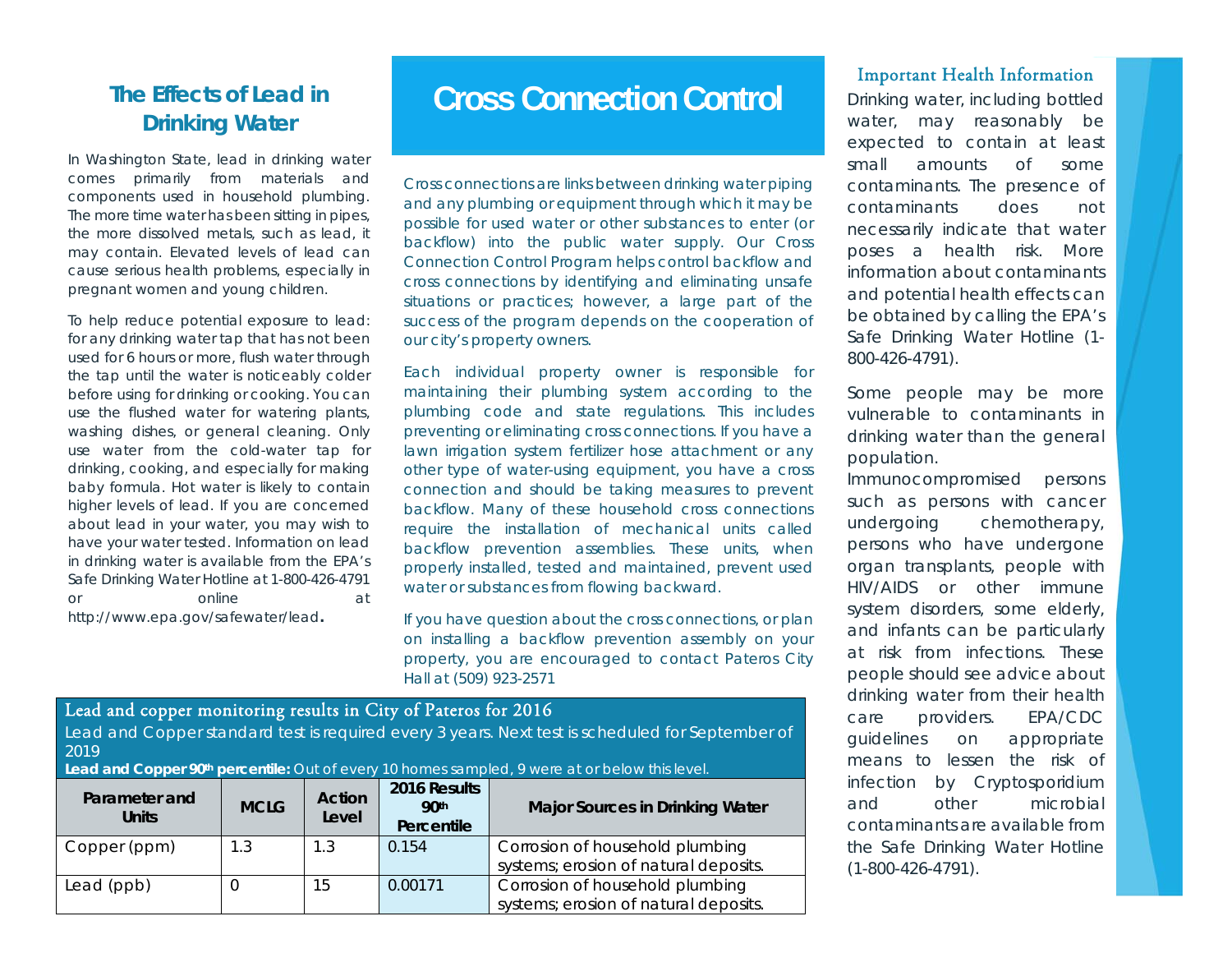## The Effects of Lead in Drinking Water

In Washington State, lead in drinking water comes primarily from materials and components used in household plumbing. The more time water has been sitting in pipes, the more dissolved metals, such as lead, it may contain. Elevated levels of lead can cause serious health problems, especially in pregnant women and young children.

To help reduce potential exposure to lead: for any drinking water tap that has not been used for 6 hours or more, flush water through the tap until the water is noticeably colder before using for drinking or cooking. You can use the flushed water for watering plants, washing dishes, or general cleaning. Only use water from the cold-water tap for drinking, cooking, and especially for making baby formula. Hot water is likely to contain higher levels of lead. If you are concerned about lead in your water, you may wish to have your water tested. Information on lead in drinking water is available from the EPA's Safe Drinking Water Hotline at 1-800-426-4791 or online at http://www.epa.gov/safewater/lead.

## Cross Connection Control

Cross connections are links between drinking water piping and any plumbing or equipment through which it may be possible for used water or other substances to enter (or backflow) into the public water supply. Our Cross Connection Control Program helps control backflow and cross connections by identifying and eliminating unsafe situations or practices; however, a large part of the success of the program depends on the cooperation of our city's property owners.

Each individual property owner is responsible for maintaining their plumbing system according to the plumbing code and state regulations. This includes preventing or eliminating cross connections. If you have a lawn irrigation system fertilizer hose attachment or any other type of water-using equipment, you have a cross connection and should be taking measures to prevent backflow. Many of these household cross connections require the installation of mechanical units called backflow prevention assemblies. These units, when properly installed, tested and maintained, prevent used water or substances from flowing backward.

If you have question about the cross connections, or plan on installing a backflow prevention assembly on your property, you are encouraged to contact Pateros City Hall at (509) 923-2571

### Lead and copper monitoring results in City of Pateros for 2016

Lead and Copper standard test is required every 3 years. Next test is scheduled for September of 2019

**Lead and Copper 90th percentile:** Out of every 10 homes sampled, 9 were at or below this level.

| Parameter and Units | MCLG | Action Level | 2016 Results 90th Percentile | Major Sources in Drinking Water |
|---|---|---|---|---|
| Copper (ppm) | 1.3 | 1.3 | 0.154 | Corrosion of household plumbing systems; erosion of natural deposits. |
| Lead (ppb) | 0 | 15 | 0.00171 | Corrosion of household plumbing systems; erosion of natural deposits. |

### Important Health Information

Drinking water, including bottled water, may reasonably be expected to contain at least small amounts of some contaminants. The presence of contaminants does not necessarily indicate that water poses a health risk. More information about contaminants and potential health effects can be obtained by calling the EPA's Safe Drinking Water Hotline (1-800-426-4791).

Some people may be more vulnerable to contaminants in drinking water than the general population.

Immunocompromised persons such as persons with cancer undergoing chemotherapy, persons who have undergone organ transplants, people with HIV/AIDS or other immune system disorders, some elderly, and infants can be particularly at risk from infections. These people should see advice about drinking water from their health care providers. EPA/CDC guidelines on appropriate means to lessen the risk of infection by Cryptosporidium and other microbial contaminants are available from the Safe Drinking Water Hotline (1-800-426-4791).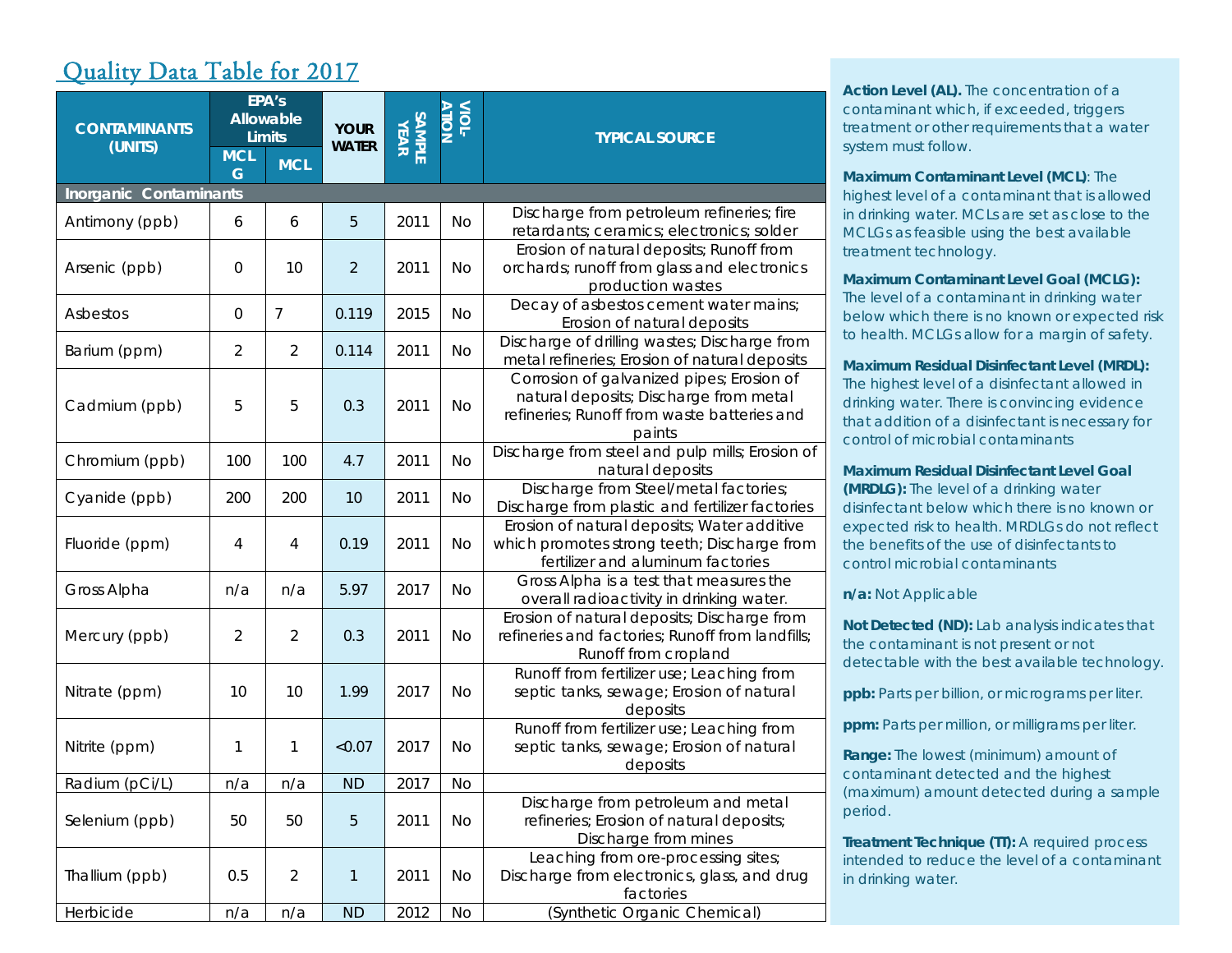## Quality Data Table for 2017

| CONTAMINANTS (UNITS) | EPA's Allowable Limits | | YOUR WATER | SAMPLE YEAR | VIOL-ATION | TYPICAL SOURCE |
|---|---|---|---|---|---|---|
| | MCLG | MCL | | | | |
| **Inorganic Contaminants** | | | | | | |
| Antimony (ppb) | 6 | 6 | 5 | 2011 | No | Discharge from petroleum refineries; fire retardants; ceramics; electronics; solder |
| Arsenic (ppb) | 0 | 10 | 2 | 2011 | No | Erosion of natural deposits; Runoff from orchards; runoff from glass and electronics production wastes |
| Asbestos | 0 | 7 | 0.119 | 2015 | No | Decay of asbestos cement water mains; Erosion of natural deposits |
| Barium (ppm) | 2 | 2 | 0.114 | 2011 | No | Discharge of drilling wastes; Discharge from metal refineries; Erosion of natural deposits |
| Cadmium (ppb) | 5 | 5 | 0.3 | 2011 | No | Corrosion of galvanized pipes; Erosion of natural deposits; Discharge from metal refineries; Runoff from waste batteries and paints |
| Chromium (ppb) | 100 | 100 | 4.7 | 2011 | No | Discharge from steel and pulp mills; Erosion of natural deposits |
| Cyanide (ppb) | 200 | 200 | 10 | 2011 | No | Discharge from Steel/metal factories; Discharge from plastic and fertilizer factories |
| Fluoride (ppm) | 4 | 4 | 0.19 | 2011 | No | Erosion of natural deposits; Water additive which promotes strong teeth; Discharge from fertilizer and aluminum factories |
| Gross Alpha | n/a | n/a | 5.97 | 2017 | No | Gross Alpha is a test that measures the overall radioactivity in drinking water. |
| Mercury (ppb) | 2 | 2 | 0.3 | 2011 | No | Erosion of natural deposits; Discharge from refineries and factories; Runoff from landfills; Runoff from cropland |
| Nitrate (ppm) | 10 | 10 | 1.99 | 2017 | No | Runoff from fertilizer use; Leaching from septic tanks, sewage; Erosion of natural deposits |
| Nitrite (ppm) | 1 | 1 | <0.07 | 2017 | No | Runoff from fertilizer use; Leaching from septic tanks, sewage; Erosion of natural deposits |
| Radium (pCi/L) | n/a | n/a | ND | 2017 | No | |
| Selenium (ppb) | 50 | 50 | 5 | 2011 | No | Discharge from petroleum and metal refineries; Erosion of natural deposits; Discharge from mines |
| Thallium (ppb) | 0.5 | 2 | 1 | 2011 | No | Leaching from ore-processing sites; Discharge from electronics, glass, and drug factories |
| Herbicide | n/a | n/a | ND | 2012 | No | (Synthetic Organic Chemical) |

**Action Level (AL).** The concentration of a contaminant which, if exceeded, triggers treatment or other requirements that a water system must follow.

**Maximum Contaminant Level (MCL)**: The highest level of a contaminant that is allowed in drinking water. MCLs are set as close to the MCLGs as feasible using the best available treatment technology.

**Maximum Contaminant Level Goal (MCLG):** The level of a contaminant in drinking water below which there is no known or expected risk to health. MCLGs allow for a margin of safety.

**Maximum Residual Disinfectant Level (MRDL):** The highest level of a disinfectant allowed in drinking water. There is convincing evidence that addition of a disinfectant is necessary for control of microbial contaminants

**Maximum Residual Disinfectant Level Goal (MRDLG):** The level of a drinking water disinfectant below which there is no known or expected risk to health. MRDLGs do not reflect the benefits of the use of disinfectants to control microbial contaminants

**n/a:** Not Applicable

**Not Detected (ND):** Lab analysis indicates that the contaminant is not present or not detectable with the best available technology.

**ppb:** Parts per billion, or micrograms per liter.

**ppm:** Parts per million, or milligrams per liter.

**Range:** The lowest (minimum) amount of contaminant detected and the highest (maximum) amount detected during a sample period.

**Treatment Technique (TT):** A required process intended to reduce the level of a contaminant in drinking water.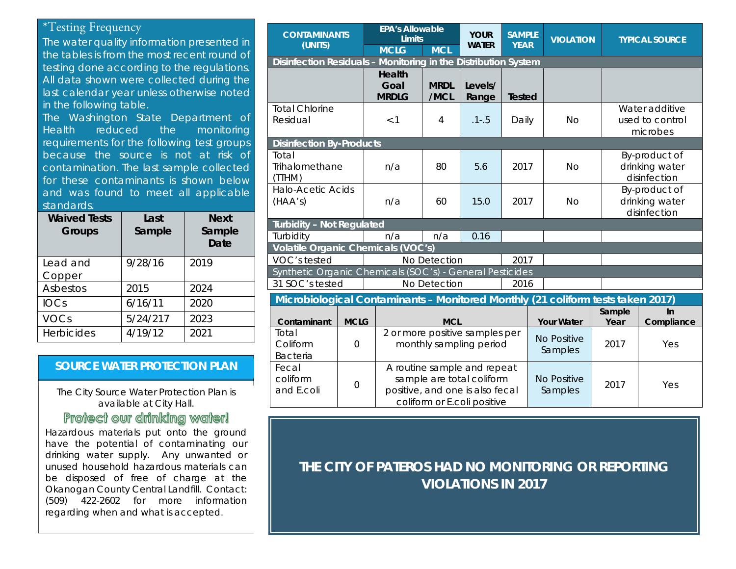## *Testing Frequency

The water quality information presented in the tables is from the most recent round of testing done according to the regulations. All data shown were collected during the last calendar year unless otherwise noted in the following table.

The Washington State Department of Health reduced the monitoring requirements for the following test groups because the source is not at risk of contamination. The last sample collected for these contaminants is shown below and was found to meet all applicable standards.

| Waived Tests Groups | Last Sample | Next Sample Date |
|---|---|---|
| Lead and Copper | 9/28/16 | 2019 |
| Asbestos | 2015 | 2024 |
| IOCs | 6/16/11 | 2020 |
| VOCs | 5/24/217 | 2023 |
| Herbicides | 4/19/12 | 2021 |

## SOURCE WATER PROTECTION PLAN

The City Source Water Protection Plan is available at City Hall.

**Protect our drinking water!**

Hazardous materials put onto the ground have the potential of contaminating our drinking water supply. Any unwanted or unused household hazardous materials can be disposed of free of charge at the Okanogan County Central Landfill. Contact: (509) 422-2602 for more information regarding when and what is accepted.

| CONTAMINANTS (UNITS) | EPA's Allowable Limits | | YOUR WATER | SAMPLE YEAR | VIOLATION | TYPICAL SOURCE |
|---|---|---|---|---|---|---|
| | MCLG | MCL | | | | |
| **Disinfection Residuals – Monitoring in the Distribution System** | | | | | | |
| | Health Goal MRDLG | MRDL /MCL | Levels/ Range | Tested | | |
| Total Chlorine Residual | <1 | 4 | .1-.5 | Daily | No | Water additive used to control microbes |
| **Disinfection By-Products** | | | | | | |
| Total Trihalomethane (TTHM) | n/a | 80 | 5.6 | 2017 | No | By-product of drinking water disinfection |
| Halo-Acetic Acids (HAA's) | n/a | 60 | 15.0 | 2017 | No | By-product of drinking water disinfection |
| **Turbidity – Not Regulated** | | | | | | |
| Turbidity | n/a | n/a | 0.16 | | | |
| **Volatile Organic Chemicals (VOC's)** | | | | | | |
| VOC's tested | No Detection | | | 2017 | | |
| Synthetic Organic Chemicals (SOC's) - General Pesticides | | | | | | |
| 31 SOC's tested | No Detection | | | 2016 | | |

**Microbiological Contaminants – Monitored Monthly (21 coliform tests taken 2017)**

| Contaminant | MCLG | MCL | Your Water | Sample Year | In Compliance |
|---|---|---|---|---|---|
| Total Coliform Bacteria | 0 | 2 or more positive samples per monthly sampling period | No Positive Samples | 2017 | Yes |
| Fecal coliform and E.coli | 0 | A routine sample and repeat sample are total coliform positive, and one is also fecal coliform or E.coli positive | No Positive Samples | 2017 | Yes |

**THE CITY OF PATEROS HAD NO MONITORING OR REPORTING VIOLATIONS IN 2017**